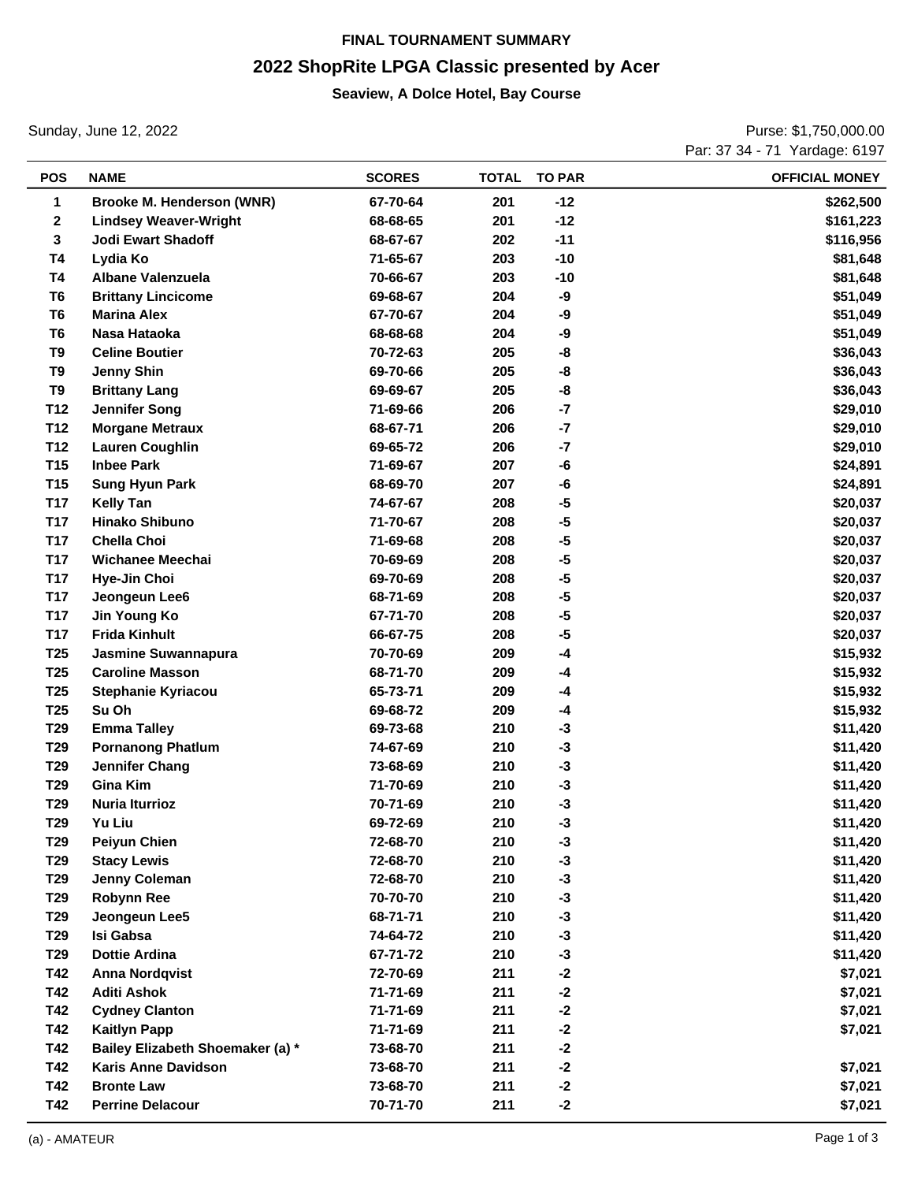**FINAL TOURNAMENT SUMMARY**

# 2022 ShopRite LPGA Classic presented by Acer

**Seaview, A Dolce Hotel, Bay Course**

Sunday, June 12, 2022

Purse: $1,750,000.00

Par: 37 34 - 71 Yardage: 6197

| POS | NAME | SCORES | TOTAL | TO PAR | OFFICIAL MONEY |
|---|---|---|---|---|---|
| 1 | Brooke M. Henderson (WNR) | 67-70-64 | 201 | -12 | $262,500 |
| 2 | Lindsey Weaver-Wright | 68-68-65 | 201 | -12 | $161,223 |
| 3 | Jodi Ewart Shadoff | 68-67-67 | 202 | -11 | $116,956 |
| T4 | Lydia Ko | 71-65-67 | 203 | -10 | $81,648 |
| T4 | Albane Valenzuela | 70-66-67 | 203 | -10 | $81,648 |
| T6 | Brittany Lincicome | 69-68-67 | 204 | -9 | $51,049 |
| T6 | Marina Alex | 67-70-67 | 204 | -9 | $51,049 |
| T6 | Nasa Hataoka | 68-68-68 | 204 | -9 | $51,049 |
| T9 | Celine Boutier | 70-72-63 | 205 | -8 | $36,043 |
| T9 | Jenny Shin | 69-70-66 | 205 | -8 | $36,043 |
| T9 | Brittany Lang | 69-69-67 | 205 | -8 | $36,043 |
| T12 | Jennifer Song | 71-69-66 | 206 | -7 | $29,010 |
| T12 | Morgane Metraux | 68-67-71 | 206 | -7 | $29,010 |
| T12 | Lauren Coughlin | 69-65-72 | 206 | -7 | $29,010 |
| T15 | Inbee Park | 71-69-67 | 207 | -6 | $24,891 |
| T15 | Sung Hyun Park | 68-69-70 | 207 | -6 | $24,891 |
| T17 | Kelly Tan | 74-67-67 | 208 | -5 | $20,037 |
| T17 | Hinako Shibuno | 71-70-67 | 208 | -5 | $20,037 |
| T17 | Chella Choi | 71-69-68 | 208 | -5 | $20,037 |
| T17 | Wichanee Meechai | 70-69-69 | 208 | -5 | $20,037 |
| T17 | Hye-Jin Choi | 69-70-69 | 208 | -5 | $20,037 |
| T17 | Jeongeun Lee6 | 68-71-69 | 208 | -5 | $20,037 |
| T17 | Jin Young Ko | 67-71-70 | 208 | -5 | $20,037 |
| T17 | Frida Kinhult | 66-67-75 | 208 | -5 | $20,037 |
| T25 | Jasmine Suwannapura | 70-70-69 | 209 | -4 | $15,932 |
| T25 | Caroline Masson | 68-71-70 | 209 | -4 | $15,932 |
| T25 | Stephanie Kyriacou | 65-73-71 | 209 | -4 | $15,932 |
| T25 | Su Oh | 69-68-72 | 209 | -4 | $15,932 |
| T29 | Emma Talley | 69-73-68 | 210 | -3 | $11,420 |
| T29 | Pornanong Phatlum | 74-67-69 | 210 | -3 | $11,420 |
| T29 | Jennifer Chang | 73-68-69 | 210 | -3 | $11,420 |
| T29 | Gina Kim | 71-70-69 | 210 | -3 | $11,420 |
| T29 | Nuria Iturrioz | 70-71-69 | 210 | -3 | $11,420 |
| T29 | Yu Liu | 69-72-69 | 210 | -3 | $11,420 |
| T29 | Peiyun Chien | 72-68-70 | 210 | -3 | $11,420 |
| T29 | Stacy Lewis | 72-68-70 | 210 | -3 | $11,420 |
| T29 | Jenny Coleman | 72-68-70 | 210 | -3 | $11,420 |
| T29 | Robynn Ree | 70-70-70 | 210 | -3 | $11,420 |
| T29 | Jeongeun Lee5 | 68-71-71 | 210 | -3 | $11,420 |
| T29 | Isi Gabsa | 74-64-72 | 210 | -3 | $11,420 |
| T29 | Dottie Ardina | 67-71-72 | 210 | -3 | $11,420 |
| T42 | Anna Nordqvist | 72-70-69 | 211 | -2 | $7,021 |
| T42 | Aditi Ashok | 71-71-69 | 211 | -2 | $7,021 |
| T42 | Cydney Clanton | 71-71-69 | 211 | -2 | $7,021 |
| T42 | Kaitlyn Papp | 71-71-69 | 211 | -2 | $7,021 |
| T42 | Bailey Elizabeth Shoemaker (a) * | 73-68-70 | 211 | -2 | |
| T42 | Karis Anne Davidson | 73-68-70 | 211 | -2 | $7,021 |
| T42 | Bronte Law | 73-68-70 | 211 | -2 | $7,021 |
| T42 | Perrine Delacour | 70-71-70 | 211 | -2 | $7,021 |

(a) - AMATEUR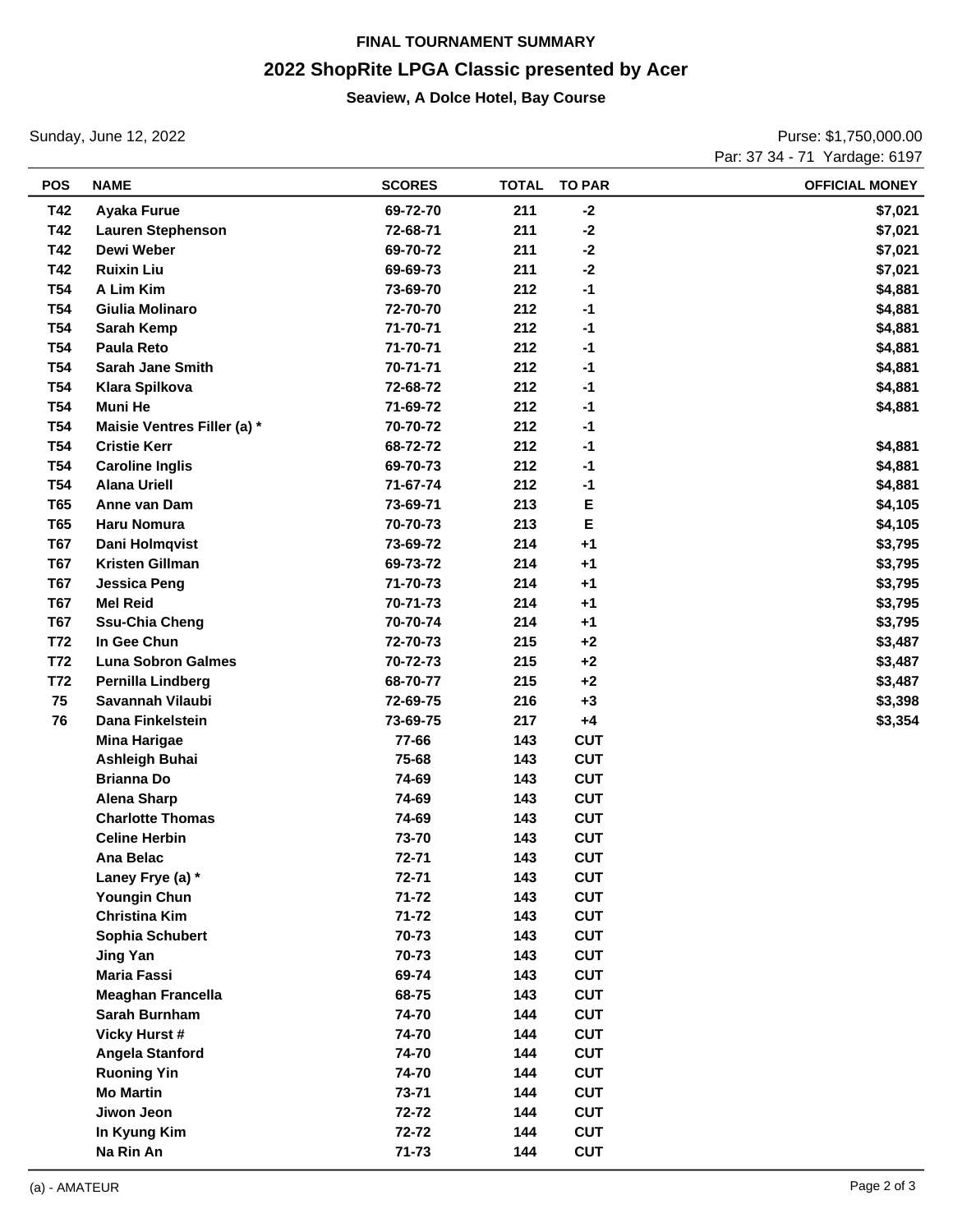FINAL TOURNAMENT SUMMARY

# 2022 ShopRite LPGA Classic presented by Acer

**Seaview, A Dolce Hotel, Bay Course**

Sunday, June 12, 2022

Purse: $1,750,000.00

Par: 37 34 - 71 Yardage: 6197

| POS | NAME | SCORES | TOTAL | TO PAR | OFFICIAL MONEY |
|---|---|---|---|---|---|
| T42 | Ayaka Furue | 69-72-70 | 211 | -2 | $7,021 |
| T42 | Lauren Stephenson | 72-68-71 | 211 | -2 | $7,021 |
| T42 | Dewi Weber | 69-70-72 | 211 | -2 | $7,021 |
| T42 | Ruixin Liu | 69-69-73 | 211 | -2 | $7,021 |
| T54 | A Lim Kim | 73-69-70 | 212 | -1 | $4,881 |
| T54 | Giulia Molinaro | 72-70-70 | 212 | -1 | $4,881 |
| T54 | Sarah Kemp | 71-70-71 | 212 | -1 | $4,881 |
| T54 | Paula Reto | 71-70-71 | 212 | -1 | $4,881 |
| T54 | Sarah Jane Smith | 70-71-71 | 212 | -1 | $4,881 |
| T54 | Klara Spilkova | 72-68-72 | 212 | -1 | $4,881 |
| T54 | Muni He | 71-69-72 | 212 | -1 | $4,881 |
| T54 | Maisie Ventres Filler (a) * | 70-70-72 | 212 | -1 | |
| T54 | Cristie Kerr | 68-72-72 | 212 | -1 | $4,881 |
| T54 | Caroline Inglis | 69-70-73 | 212 | -1 | $4,881 |
| T54 | Alana Uriell | 71-67-74 | 212 | -1 | $4,881 |
| T65 | Anne van Dam | 73-69-71 | 213 | E | $4,105 |
| T65 | Haru Nomura | 70-70-73 | 213 | E | $4,105 |
| T67 | Dani Holmqvist | 73-69-72 | 214 | +1 | $3,795 |
| T67 | Kristen Gillman | 69-73-72 | 214 | +1 | $3,795 |
| T67 | Jessica Peng | 71-70-73 | 214 | +1 | $3,795 |
| T67 | Mel Reid | 70-71-73 | 214 | +1 | $3,795 |
| T67 | Ssu-Chia Cheng | 70-70-74 | 214 | +1 | $3,795 |
| T72 | In Gee Chun | 72-70-73 | 215 | +2 | $3,487 |
| T72 | Luna Sobron Galmes | 70-72-73 | 215 | +2 | $3,487 |
| T72 | Pernilla Lindberg | 68-70-77 | 215 | +2 | $3,487 |
| 75 | Savannah Vilaubi | 72-69-75 | 216 | +3 | $3,398 |
| 76 | Dana Finkelstein | 73-69-75 | 217 | +4 | $3,354 |
| | Mina Harigae | 77-66 | 143 | CUT | |
| | Ashleigh Buhai | 75-68 | 143 | CUT | |
| | Brianna Do | 74-69 | 143 | CUT | |
| | Alena Sharp | 74-69 | 143 | CUT | |
| | Charlotte Thomas | 74-69 | 143 | CUT | |
| | Celine Herbin | 73-70 | 143 | CUT | |
| | Ana Belac | 72-71 | 143 | CUT | |
| | Laney Frye (a) * | 72-71 | 143 | CUT | |
| | Youngin Chun | 71-72 | 143 | CUT | |
| | Christina Kim | 71-72 | 143 | CUT | |
| | Sophia Schubert | 70-73 | 143 | CUT | |
| | Jing Yan | 70-73 | 143 | CUT | |
| | Maria Fassi | 69-74 | 143 | CUT | |
| | Meaghan Francella | 68-75 | 143 | CUT | |
| | Sarah Burnham | 74-70 | 144 | CUT | |
| | Vicky Hurst # | 74-70 | 144 | CUT | |
| | Angela Stanford | 74-70 | 144 | CUT | |
| | Ruoning Yin | 74-70 | 144 | CUT | |
| | Mo Martin | 73-71 | 144 | CUT | |
| | Jiwon Jeon | 72-72 | 144 | CUT | |
| | In Kyung Kim | 72-72 | 144 | CUT | |
| | Na Rin An | 71-73 | 144 | CUT | |

(a) - AMATEUR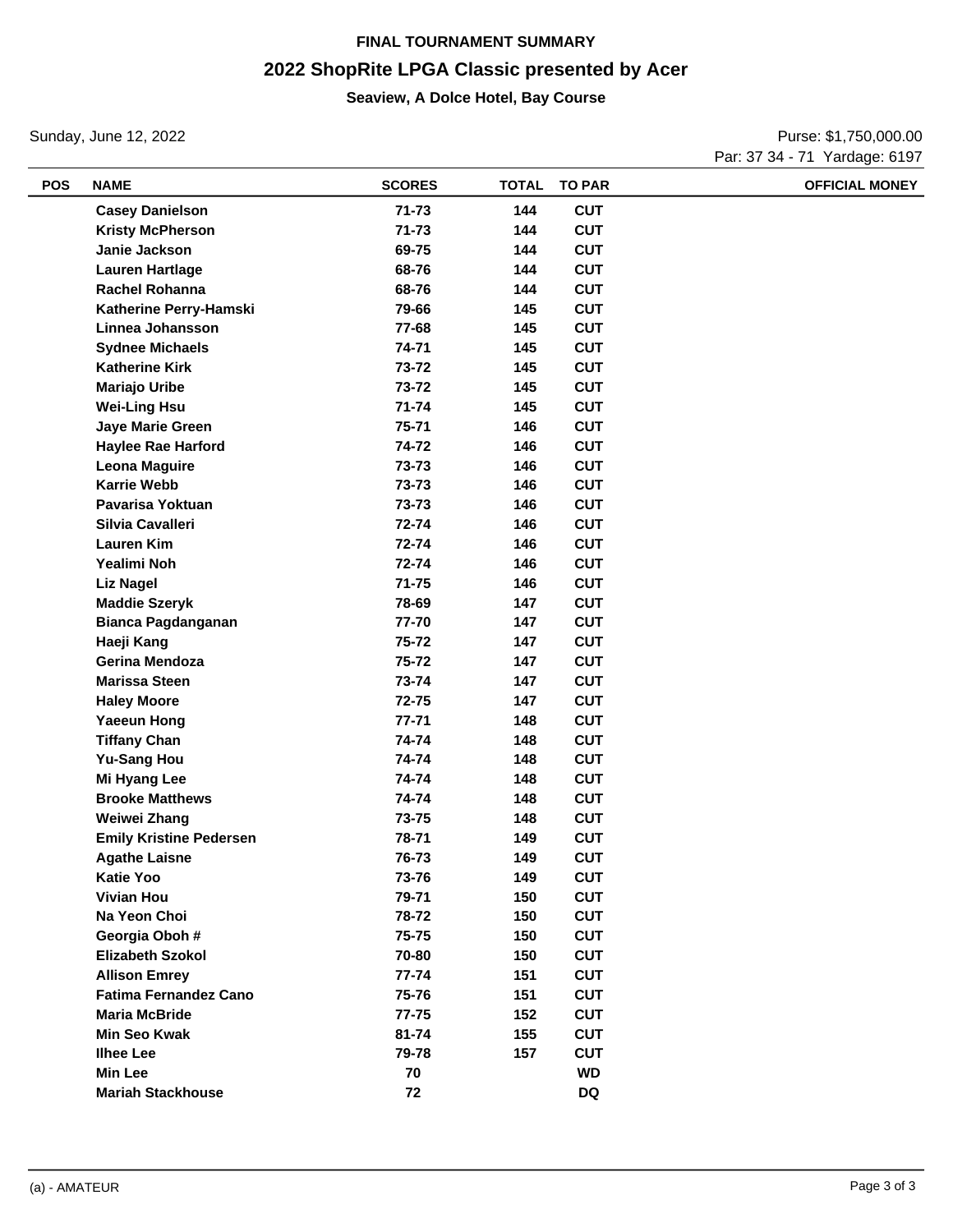**FINAL TOURNAMENT SUMMARY**

# 2022 ShopRite LPGA Classic presented by Acer

**Seaview, A Dolce Hotel, Bay Course**

Sunday, June 12, 2022

Purse: $1,750,000.00

Par: 37 34 - 71 Yardage: 6197

| POS | NAME | SCORES | TOTAL | TO PAR | OFFICIAL MONEY |
|---|---|---|---|---|---|
| | Casey Danielson | 71-73 | 144 | CUT | |
| | Kristy McPherson | 71-73 | 144 | CUT | |
| | Janie Jackson | 69-75 | 144 | CUT | |
| | Lauren Hartlage | 68-76 | 144 | CUT | |
| | Rachel Rohanna | 68-76 | 144 | CUT | |
| | Katherine Perry-Hamski | 79-66 | 145 | CUT | |
| | Linnea Johansson | 77-68 | 145 | CUT | |
| | Sydnee Michaels | 74-71 | 145 | CUT | |
| | Katherine Kirk | 73-72 | 145 | CUT | |
| | Mariajo Uribe | 73-72 | 145 | CUT | |
| | Wei-Ling Hsu | 71-74 | 145 | CUT | |
| | Jaye Marie Green | 75-71 | 146 | CUT | |
| | Haylee Rae Harford | 74-72 | 146 | CUT | |
| | Leona Maguire | 73-73 | 146 | CUT | |
| | Karrie Webb | 73-73 | 146 | CUT | |
| | Pavarisa Yoktuan | 73-73 | 146 | CUT | |
| | Silvia Cavalleri | 72-74 | 146 | CUT | |
| | Lauren Kim | 72-74 | 146 | CUT | |
| | Yealimi Noh | 72-74 | 146 | CUT | |
| | Liz Nagel | 71-75 | 146 | CUT | |
| | Maddie Szeryk | 78-69 | 147 | CUT | |
| | Bianca Pagdanganan | 77-70 | 147 | CUT | |
| | Haeji Kang | 75-72 | 147 | CUT | |
| | Gerina Mendoza | 75-72 | 147 | CUT | |
| | Marissa Steen | 73-74 | 147 | CUT | |
| | Haley Moore | 72-75 | 147 | CUT | |
| | Yaeeun Hong | 77-71 | 148 | CUT | |
| | Tiffany Chan | 74-74 | 148 | CUT | |
| | Yu-Sang Hou | 74-74 | 148 | CUT | |
| | Mi Hyang Lee | 74-74 | 148 | CUT | |
| | Brooke Matthews | 74-74 | 148 | CUT | |
| | Weiwei Zhang | 73-75 | 148 | CUT | |
| | Emily Kristine Pedersen | 78-71 | 149 | CUT | |
| | Agathe Laisne | 76-73 | 149 | CUT | |
| | Katie Yoo | 73-76 | 149 | CUT | |
| | Vivian Hou | 79-71 | 150 | CUT | |
| | Na Yeon Choi | 78-72 | 150 | CUT | |
| | Georgia Oboh # | 75-75 | 150 | CUT | |
| | Elizabeth Szokol | 70-80 | 150 | CUT | |
| | Allison Emrey | 77-74 | 151 | CUT | |
| | Fatima Fernandez Cano | 75-76 | 151 | CUT | |
| | Maria McBride | 77-75 | 152 | CUT | |
| | Min Seo Kwak | 81-74 | 155 | CUT | |
| | Ilhee Lee | 79-78 | 157 | CUT | |
| | Min Lee | 70 | | WD | |
| | Mariah Stackhouse | 72 | | DQ | |

(a) - AMATEUR